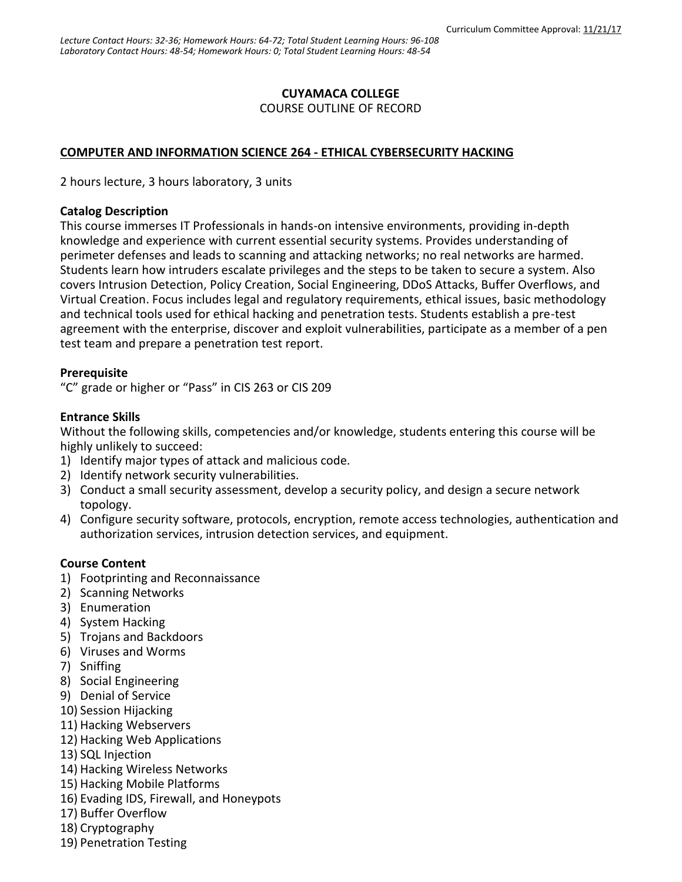Curriculum Committee Approval: 11/21/17

*Lecture Contact Hours: 32-36; Homework Hours: 64-72; Total Student Learning Hours: 96-108*
*Laboratory Contact Hours: 48-54; Homework Hours: 0; Total Student Learning Hours: 48-54*

**CUYAMACA COLLEGE**
COURSE OUTLINE OF RECORD

**COMPUTER AND INFORMATION SCIENCE 264 - ETHICAL CYBERSECURITY HACKING**

2 hours lecture, 3 hours laboratory, 3 units

**Catalog Description**
This course immerses IT Professionals in hands-on intensive environments, providing in-depth knowledge and experience with current essential security systems. Provides understanding of perimeter defenses and leads to scanning and attacking networks; no real networks are harmed. Students learn how intruders escalate privileges and the steps to be taken to secure a system. Also covers Intrusion Detection, Policy Creation, Social Engineering, DDoS Attacks, Buffer Overflows, and Virtual Creation. Focus includes legal and regulatory requirements, ethical issues, basic methodology and technical tools used for ethical hacking and penetration tests. Students establish a pre-test agreement with the enterprise, discover and exploit vulnerabilities, participate as a member of a pen test team and prepare a penetration test report.

**Prerequisite**
"C" grade or higher or "Pass" in CIS 263 or CIS 209

**Entrance Skills**
Without the following skills, competencies and/or knowledge, students entering this course will be highly unlikely to succeed:
1) Identify major types of attack and malicious code.
2) Identify network security vulnerabilities.
3) Conduct a small security assessment, develop a security policy, and design a secure network topology.
4) Configure security software, protocols, encryption, remote access technologies, authentication and authorization services, intrusion detection services, and equipment.

**Course Content**
1) Footprinting and Reconnaissance
2) Scanning Networks
3) Enumeration
4) System Hacking
5) Trojans and Backdoors
6) Viruses and Worms
7) Sniffing
8) Social Engineering
9) Denial of Service
10) Session Hijacking
11) Hacking Webservers
12) Hacking Web Applications
13) SQL Injection
14) Hacking Wireless Networks
15) Hacking Mobile Platforms
16) Evading IDS, Firewall, and Honeypots
17) Buffer Overflow
18) Cryptography
19) Penetration Testing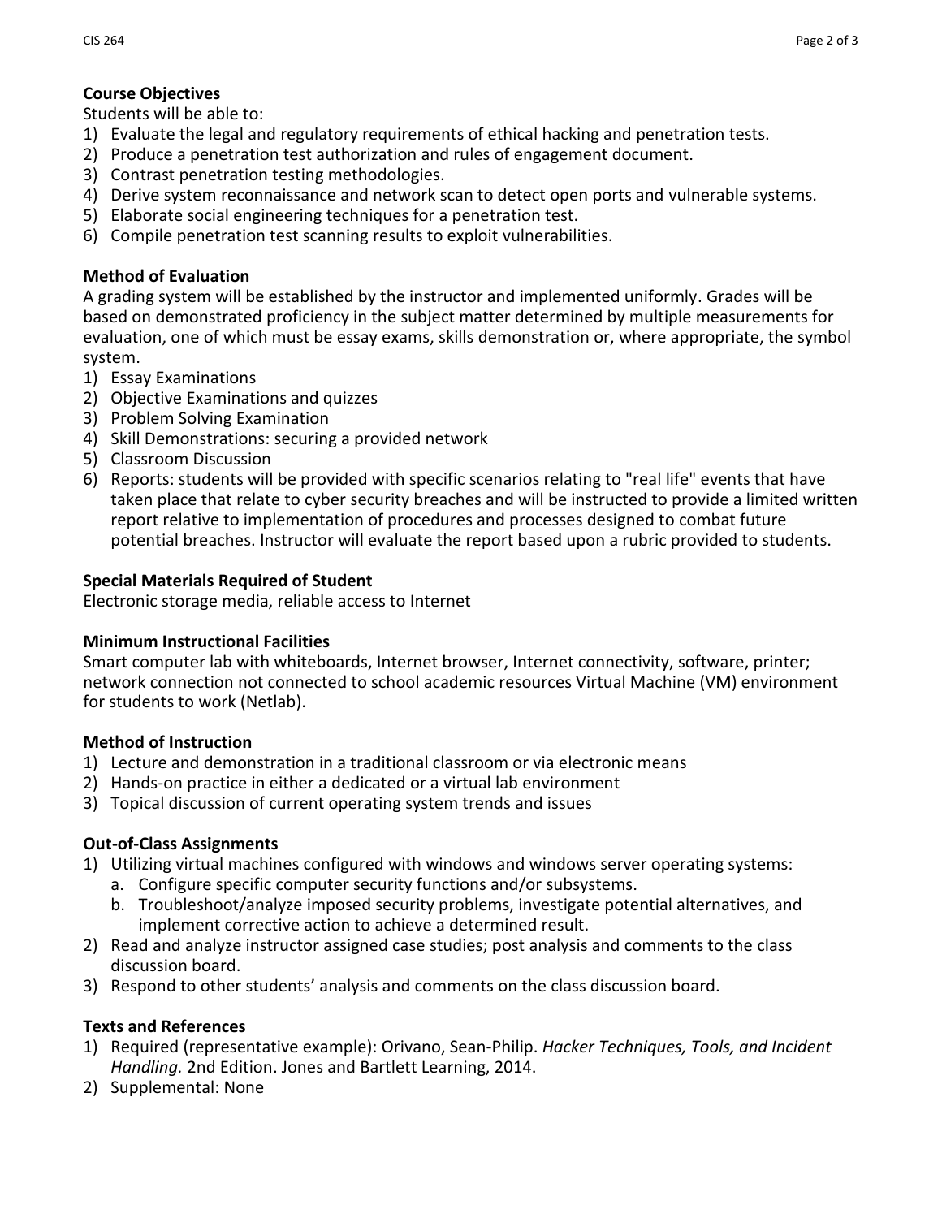**Course Objectives**

Students will be able to:

1) Evaluate the legal and regulatory requirements of ethical hacking and penetration tests.
2) Produce a penetration test authorization and rules of engagement document.
3) Contrast penetration testing methodologies.
4) Derive system reconnaissance and network scan to detect open ports and vulnerable systems.
5) Elaborate social engineering techniques for a penetration test.
6) Compile penetration test scanning results to exploit vulnerabilities.

**Method of Evaluation**

A grading system will be established by the instructor and implemented uniformly. Grades will be based on demonstrated proficiency in the subject matter determined by multiple measurements for evaluation, one of which must be essay exams, skills demonstration or, where appropriate, the symbol system.

1) Essay Examinations
2) Objective Examinations and quizzes
3) Problem Solving Examination
4) Skill Demonstrations: securing a provided network
5) Classroom Discussion
6) Reports: students will be provided with specific scenarios relating to "real life" events that have taken place that relate to cyber security breaches and will be instructed to provide a limited written report relative to implementation of procedures and processes designed to combat future potential breaches. Instructor will evaluate the report based upon a rubric provided to students.

**Special Materials Required of Student**

Electronic storage media, reliable access to Internet

**Minimum Instructional Facilities**

Smart computer lab with whiteboards, Internet browser, Internet connectivity, software, printer; network connection not connected to school academic resources Virtual Machine (VM) environment for students to work (Netlab).

**Method of Instruction**

1) Lecture and demonstration in a traditional classroom or via electronic means
2) Hands-on practice in either a dedicated or a virtual lab environment
3) Topical discussion of current operating system trends and issues

**Out-of-Class Assignments**

1) Utilizing virtual machines configured with windows and windows server operating systems:
   a. Configure specific computer security functions and/or subsystems.
   b. Troubleshoot/analyze imposed security problems, investigate potential alternatives, and implement corrective action to achieve a determined result.
2) Read and analyze instructor assigned case studies; post analysis and comments to the class discussion board.
3) Respond to other students' analysis and comments on the class discussion board.

**Texts and References**

1) Required (representative example): Orivano, Sean-Philip. *Hacker Techniques, Tools, and Incident Handling.* 2nd Edition. Jones and Bartlett Learning, 2014.
2) Supplemental: None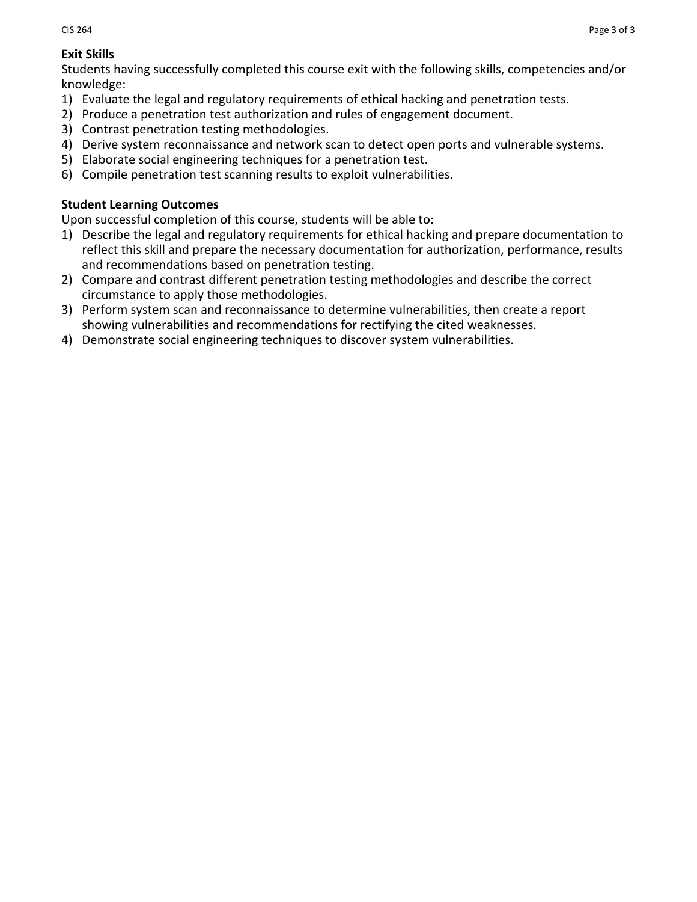**Exit Skills**

Students having successfully completed this course exit with the following skills, competencies and/or knowledge:

1) Evaluate the legal and regulatory requirements of ethical hacking and penetration tests.
2) Produce a penetration test authorization and rules of engagement document.
3) Contrast penetration testing methodologies.
4) Derive system reconnaissance and network scan to detect open ports and vulnerable systems.
5) Elaborate social engineering techniques for a penetration test.
6) Compile penetration test scanning results to exploit vulnerabilities.

**Student Learning Outcomes**

Upon successful completion of this course, students will be able to:

1) Describe the legal and regulatory requirements for ethical hacking and prepare documentation to reflect this skill and prepare the necessary documentation for authorization, performance, results and recommendations based on penetration testing.
2) Compare and contrast different penetration testing methodologies and describe the correct circumstance to apply those methodologies.
3) Perform system scan and reconnaissance to determine vulnerabilities, then create a report showing vulnerabilities and recommendations for rectifying the cited weaknesses.
4) Demonstrate social engineering techniques to discover system vulnerabilities.